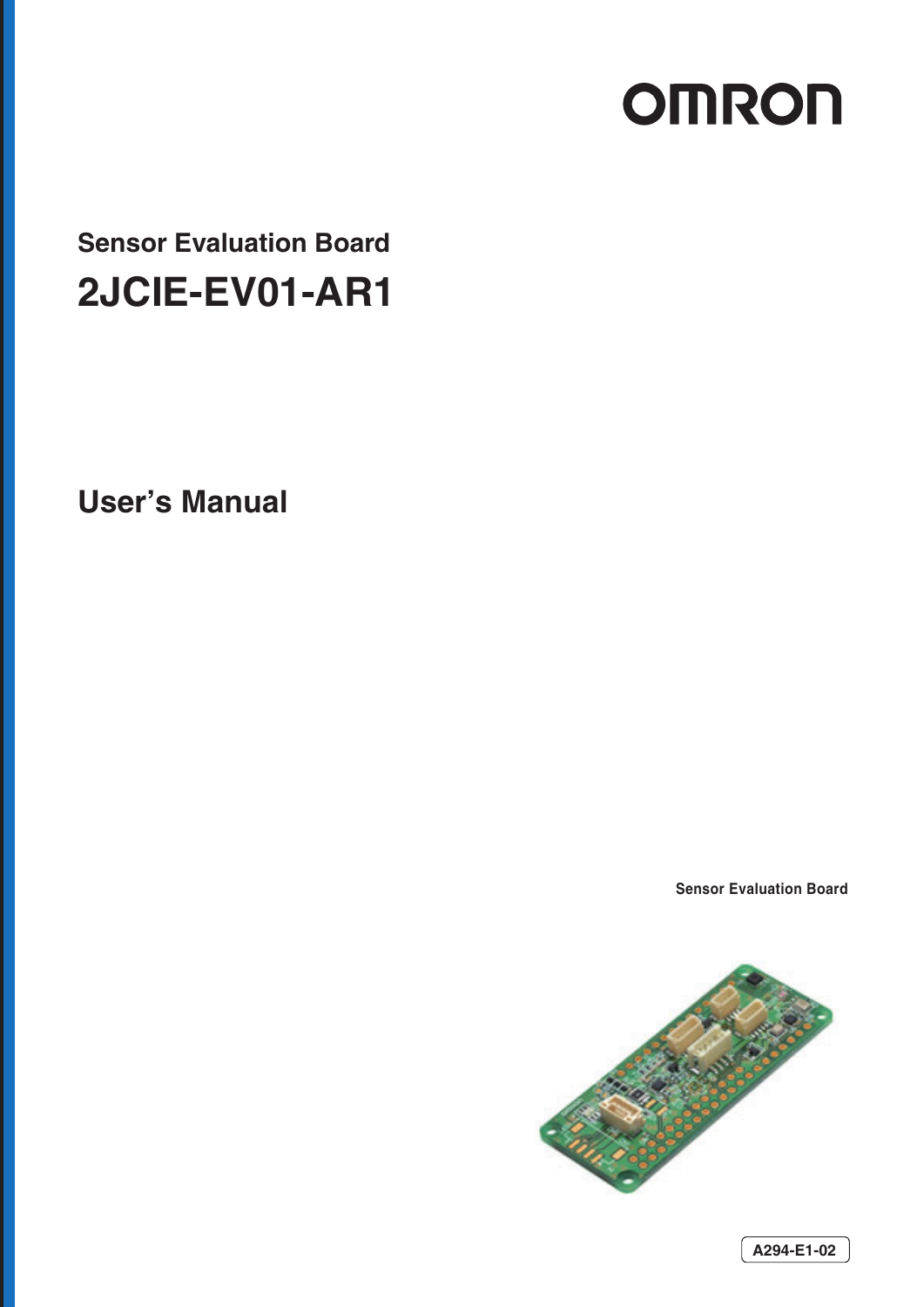OMRON

# Sensor Evaluation Board

# 2JCIE-EV01-AR1

## User's Manual

Sensor Evaluation Board

A294-E1-02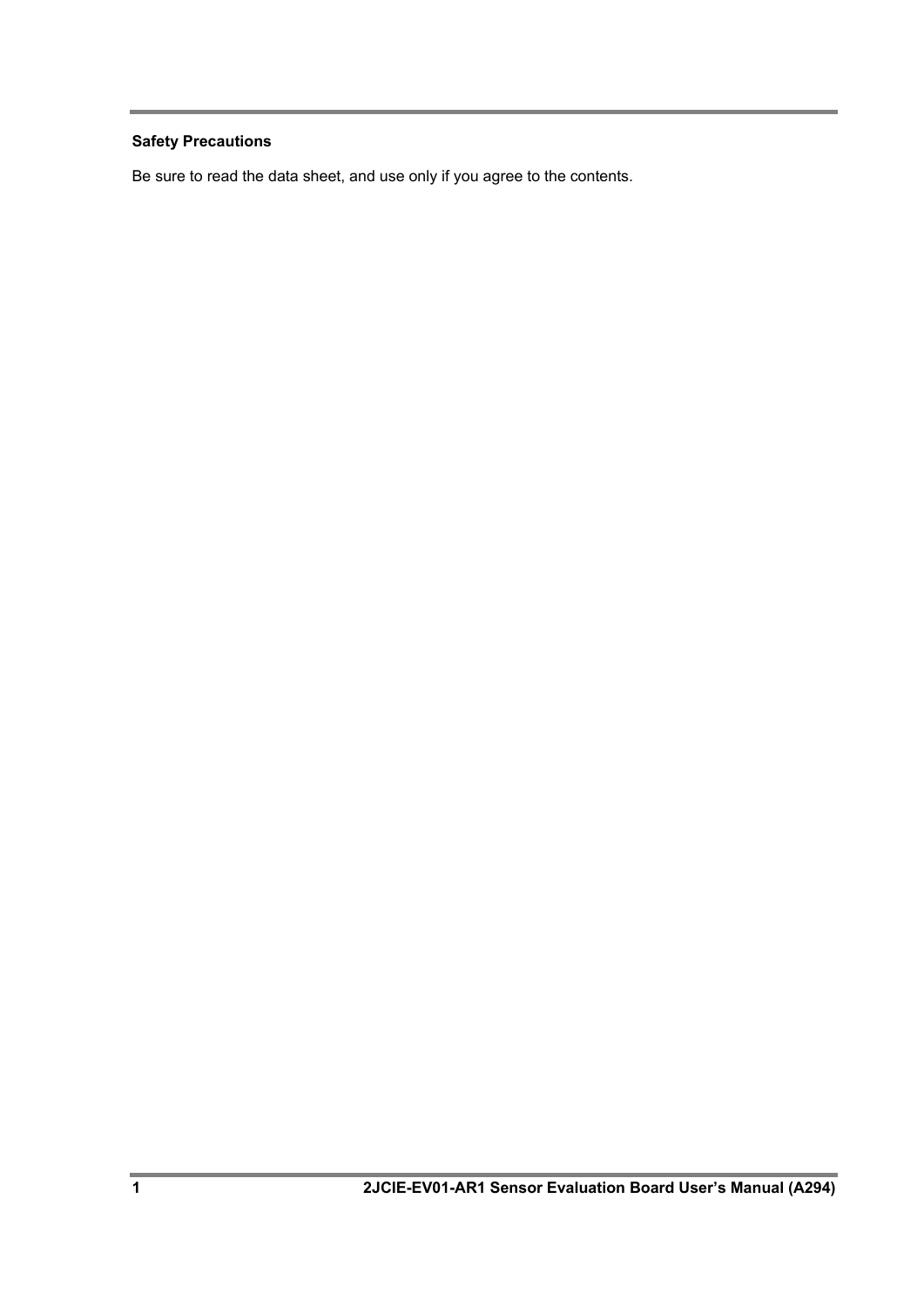**Safety Precautions**

Be sure to read the data sheet, and use only if you agree to the contents.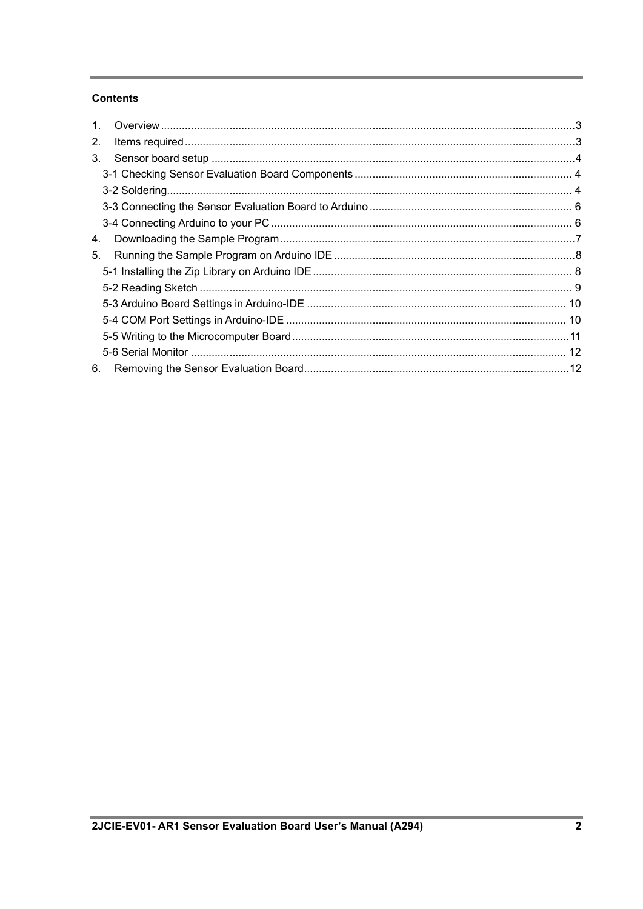**Contents**

1. Overview ........................................................................................................................................3
2. Items required ................................................................................................................................3
3. Sensor board setup ........................................................................................................................4
    - 3-1 Checking Sensor Evaluation Board Components ........................................................................ 4
    - 3-2 Soldering...................................................................................................................................... 4
    - 3-3 Connecting the Sensor Evaluation Board to Arduino ................................................................... 6
    - 3-4 Connecting Arduino to your PC .................................................................................................... 6
4. Downloading the Sample Program .................................................................................................7
5. Running the Sample Program on Arduino IDE ................................................................................8
    - 5-1 Installing the Zip Library on Arduino IDE ...................................................................................... 8
    - 5-2 Reading Sketch ........................................................................................................................... 9
    - 5-3 Arduino Board Settings in Arduino-IDE ...................................................................................... 10
    - 5-4 COM Port Settings in Arduino-IDE ............................................................................................. 10
    - 5-5 Writing to the Microcomputer Board ............................................................................................11
    - 5-6 Serial Monitor ............................................................................................................................ 12
6. Removing the Sensor Evaluation Board.........................................................................................12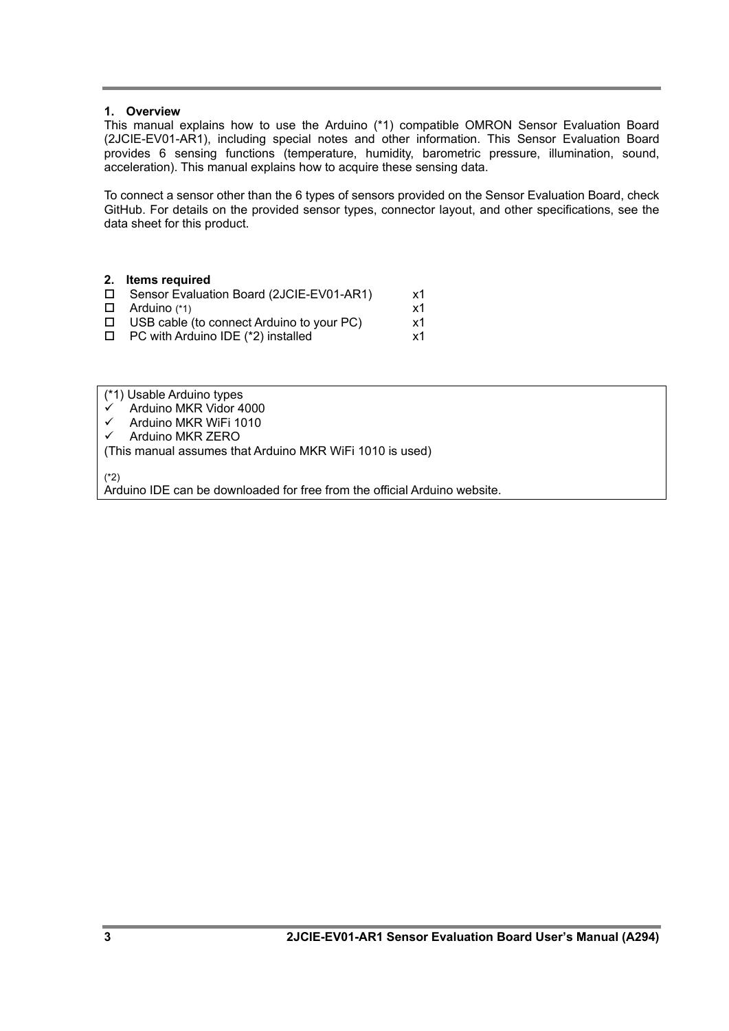## 1. Overview

This manual explains how to use the Arduino (*1) compatible OMRON Sensor Evaluation Board (2JCIE-EV01-AR1), including special notes and other information. This Sensor Evaluation Board provides 6 sensing functions (temperature, humidity, barometric pressure, illumination, sound, acceleration). This manual explains how to acquire these sensing data.

To connect a sensor other than the 6 types of sensors provided on the Sensor Evaluation Board, check GitHub. For details on the provided sensor types, connector layout, and other specifications, see the data sheet for this product.

## 2. Items required

| | Item | Qty |
|---|---|---|
| ☐ | Sensor Evaluation Board (2JCIE-EV01-AR1) | x1 |
| ☐ | Arduino (*1) | x1 |
| ☐ | USB cable (to connect Arduino to your PC) | x1 |
| ☐ | PC with Arduino IDE (*2) installed | x1 |

(*1) Usable Arduino types

- ✓ Arduino MKR Vidor 4000
- ✓ Arduino MKR WiFi 1010
- ✓ Arduino MKR ZERO

(This manual assumes that Arduino MKR WiFi 1010 is used)

(*2)
Arduino IDE can be downloaded for free from the official Arduino website.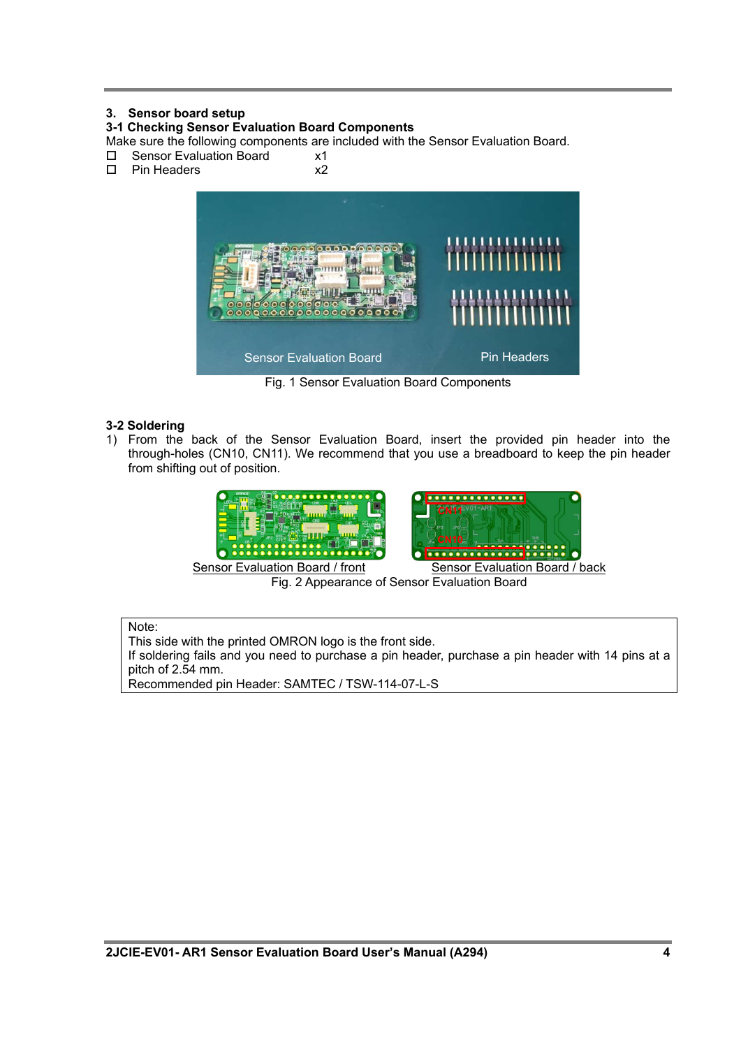## 3. Sensor board setup

### 3-1 Checking Sensor Evaluation Board Components

Make sure the following components are included with the Sensor Evaluation Board.

- ☐ Sensor Evaluation Board x1
- ☐ Pin Headers x2

Fig. 1 Sensor Evaluation Board Components

### 3-2 Soldering

1) From the back of the Sensor Evaluation Board, insert the provided pin header into the through-holes (CN10, CN11). We recommend that you use a breadboard to keep the pin header from shifting out of position.

Sensor Evaluation Board / front

Sensor Evaluation Board / back

Fig. 2 Appearance of Sensor Evaluation Board

> Note:
> This side with the printed OMRON logo is the front side.
> If soldering fails and you need to purchase a pin header, purchase a pin header with 14 pins at a pitch of 2.54 mm.
> Recommended pin Header: SAMTEC / TSW-114-07-L-S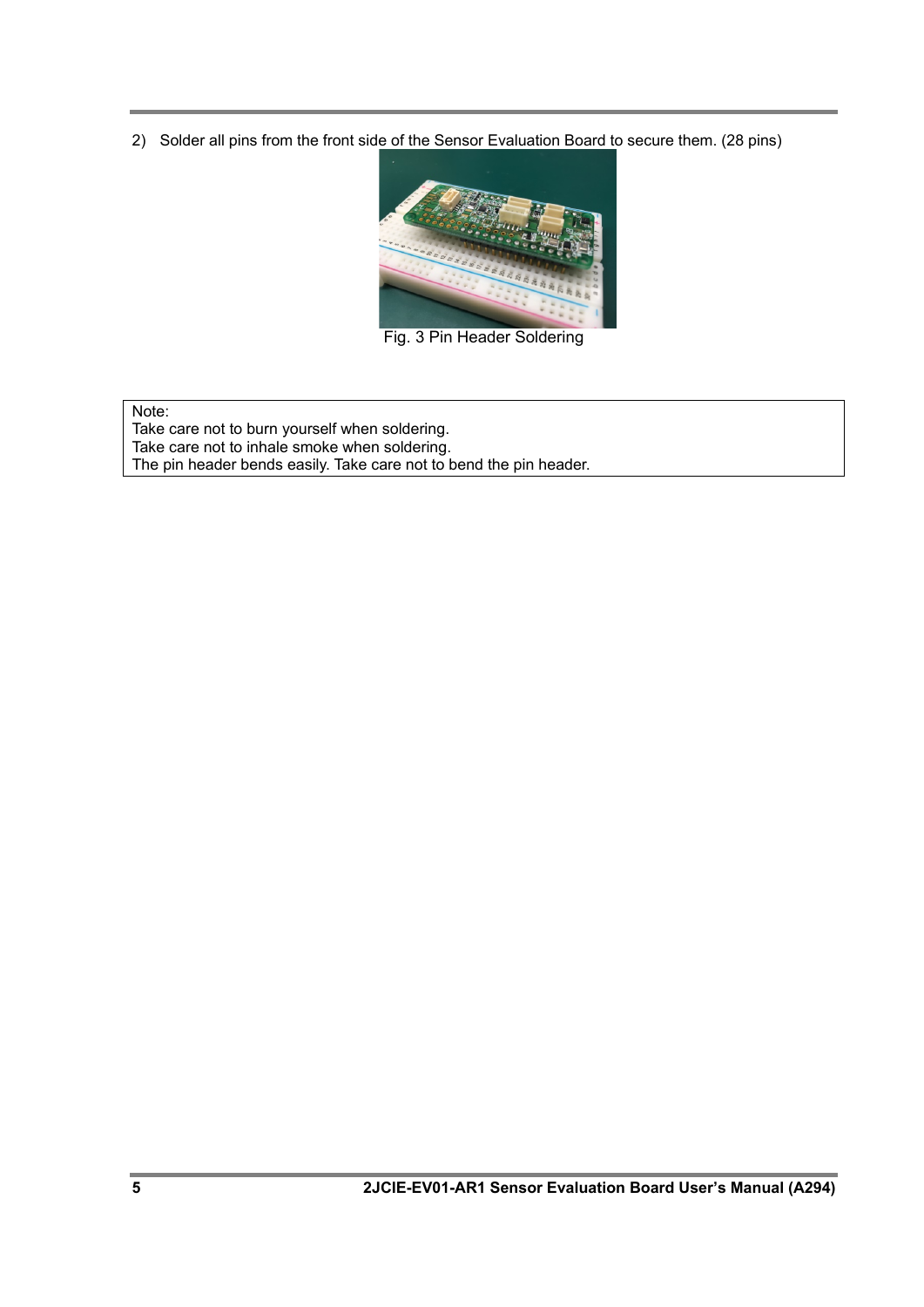2) Solder all pins from the front side of the Sensor Evaluation Board to secure them. (28 pins)

Fig. 3 Pin Header Soldering

> Note:
> Take care not to burn yourself when soldering.
> Take care not to inhale smoke when soldering.
> The pin header bends easily. Take care not to bend the pin header.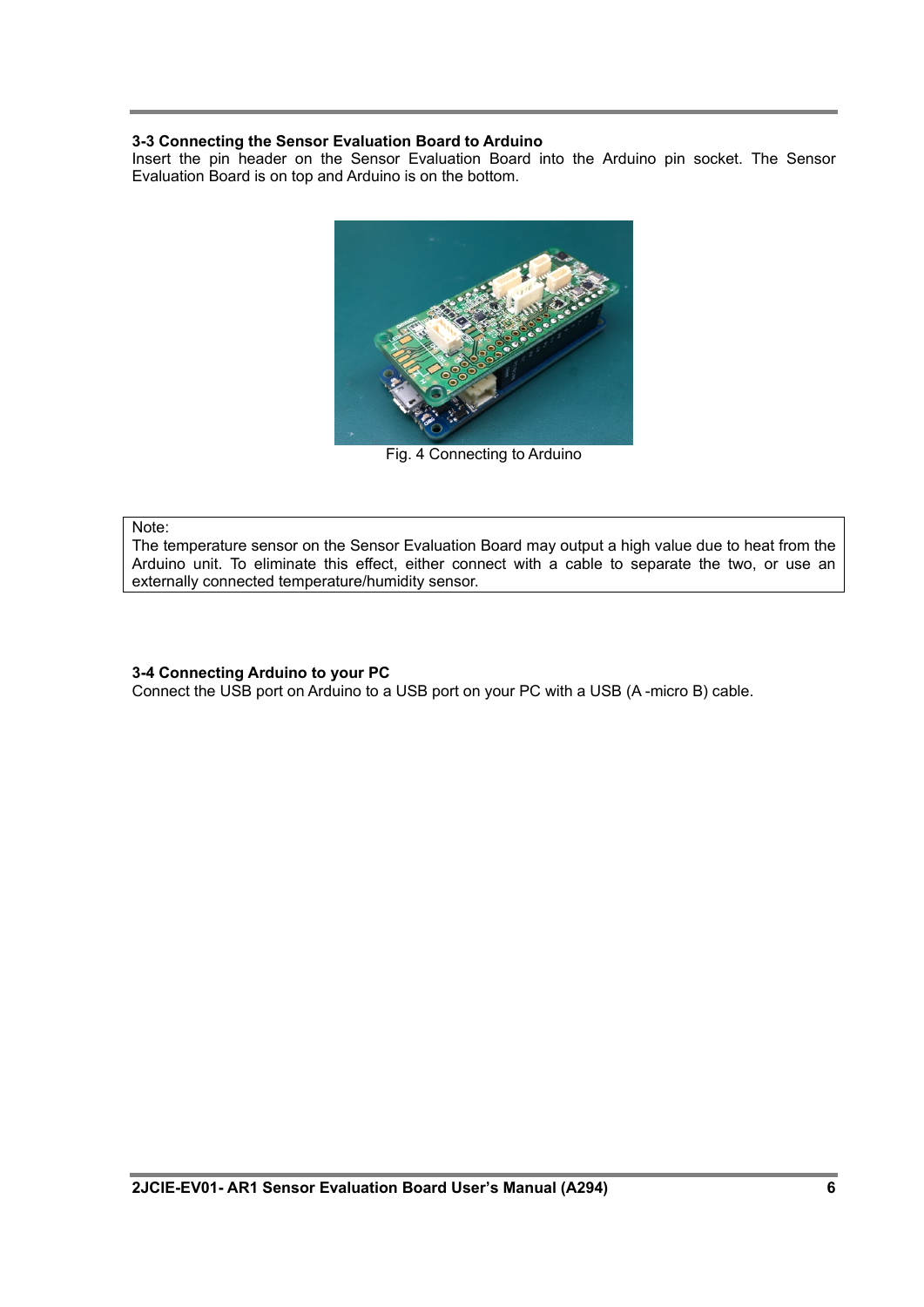### 3-3 Connecting the Sensor Evaluation Board to Arduino

Insert the pin header on the Sensor Evaluation Board into the Arduino pin socket. The Sensor Evaluation Board is on top and Arduino is on the bottom.

Fig. 4 Connecting to Arduino

> Note:
> The temperature sensor on the Sensor Evaluation Board may output a high value due to heat from the Arduino unit. To eliminate this effect, either connect with a cable to separate the two, or use an externally connected temperature/humidity sensor.

### 3-4 Connecting Arduino to your PC

Connect the USB port on Arduino to a USB port on your PC with a USB (A -micro B) cable.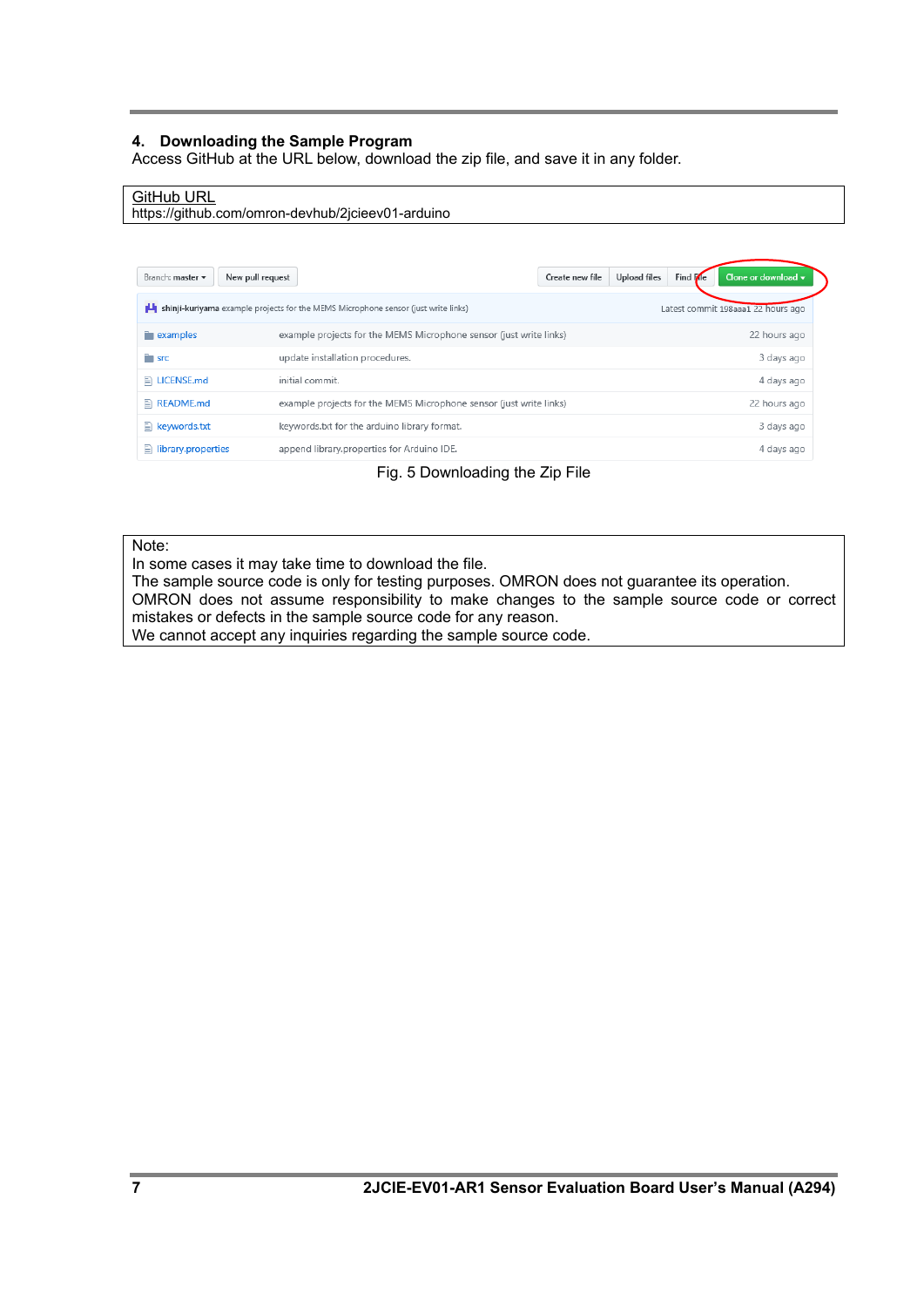## 4. Downloading the Sample Program

Access GitHub at the URL below, download the zip file, and save it in any folder.

| GitHub URL |
|---|
| https://github.com/omron-devhub/2jcieev01-arduino |

Fig. 5 Downloading the Zip File

| Note: |
|---|
| In some cases it may take time to download the file.<br>The sample source code is only for testing purposes. OMRON does not guarantee its operation.<br>OMRON does not assume responsibility to make changes to the sample source code or correct mistakes or defects in the sample source code for any reason.<br>We cannot accept any inquiries regarding the sample source code. |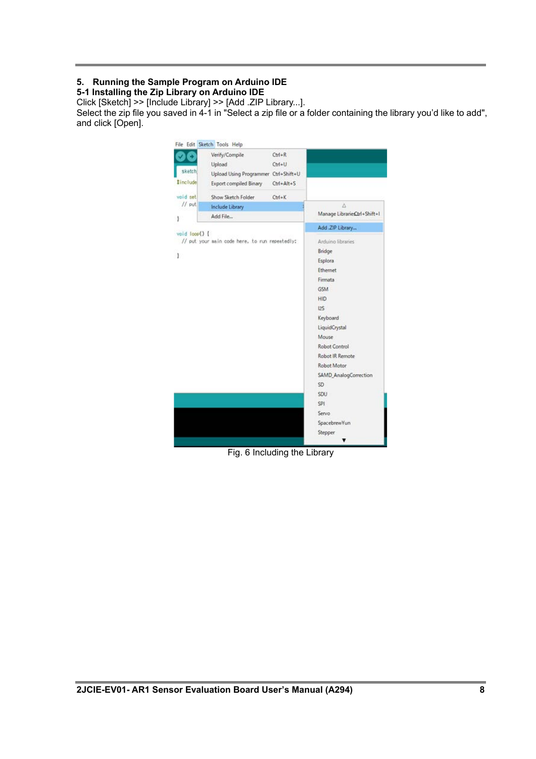## 5. Running the Sample Program on Arduino IDE

### 5-1 Installing the Zip Library on Arduino IDE

Click [Sketch] >> [Include Library] >> [Add .ZIP Library...].
Select the zip file you saved in 4-1 in "Select a zip file or a folder containing the library you'd like to add", and click [Open].

Fig. 6 Including the Library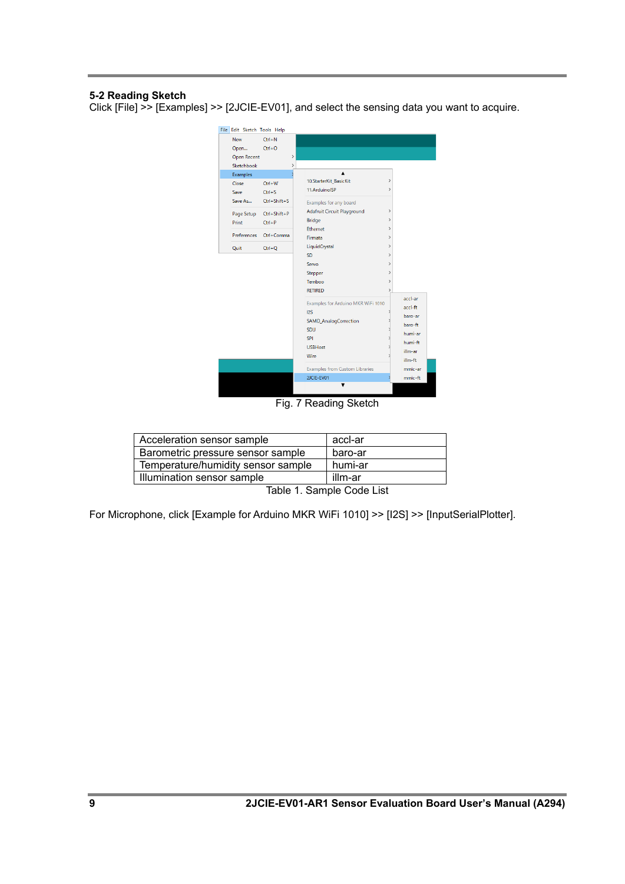### 5-2 Reading Sketch

Click [File] >> [Examples] >> [2JCIE-EV01], and select the sensing data you want to acquire.

Fig. 7 Reading Sketch

| Acceleration sensor sample | accl-ar |
|---|---|
| Barometric pressure sensor sample | baro-ar |
| Temperature/humidity sensor sample | humi-ar |
| Illumination sensor sample | illm-ar |

Table 1. Sample Code List

For Microphone, click [Example for Arduino MKR WiFi 1010] >> [I2S] >> [InputSerialPlotter].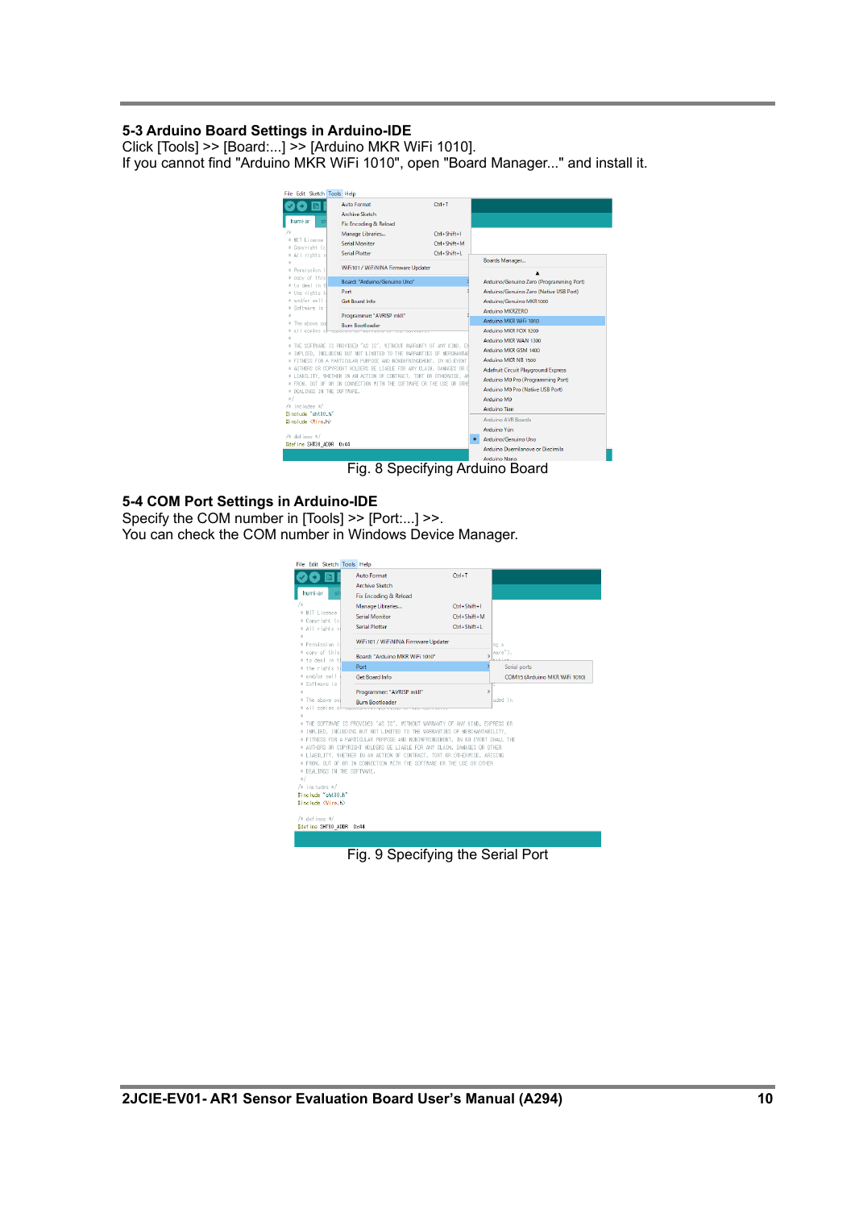### 5-3 Arduino Board Settings in Arduino-IDE

Click [Tools] >> [Board:...] >> [Arduino MKR WiFi 1010].
If you cannot find "Arduino MKR WiFi 1010", open "Board Manager..." and install it.

Fig. 8 Specifying Arduino Board

### 5-4 COM Port Settings in Arduino-IDE

Specify the COM number in [Tools] >> [Port:...] >>.
You can check the COM number in Windows Device Manager.

Fig. 9 Specifying the Serial Port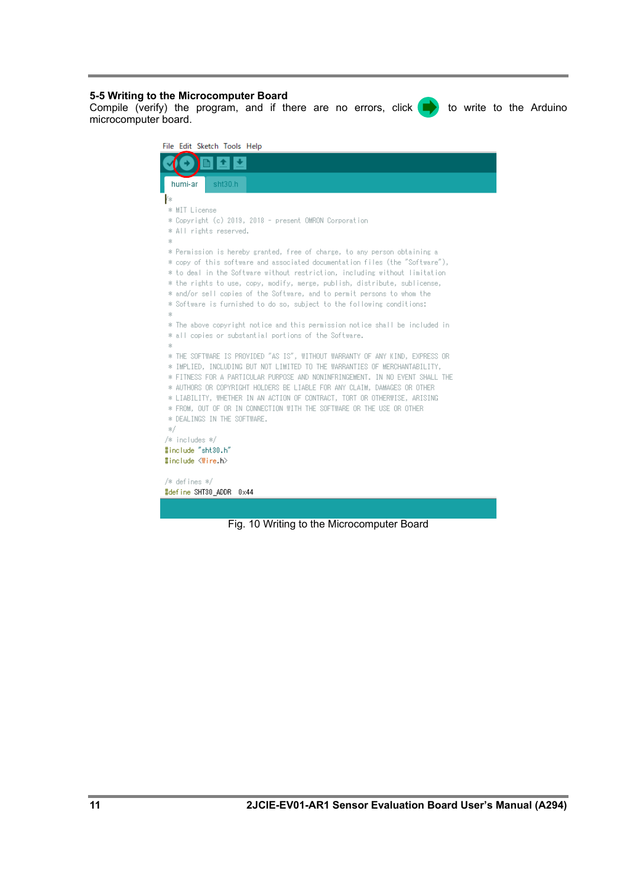### 5-5 Writing to the Microcomputer Board

Compile (verify) the program, and if there are no errors, click ➡ to write to the Arduino microcomputer board.

```
File  Edit  Sketch  Tools  Help

humi-ar    sht30.h

/*
 * MIT License
 * Copyright (c) 2019, 2018 - present OMRON Corporation
 * All rights reserved.
 *
 * Permission is hereby granted, free of charge, to any person obtaining a
 * copy of this software and associated documentation files (the "Software"),
 * to deal in the Software without restriction, including without limitation
 * the rights to use, copy, modify, merge, publish, distribute, sublicense,
 * and/or sell copies of the Software, and to permit persons to whom the
 * Software is furnished to do so, subject to the following conditions:
 *
 * The above copyright notice and this permission notice shall be included in
 * all copies or substantial portions of the Software.
 *
 * THE SOFTWARE IS PROVIDED "AS IS", WITHOUT WARRANTY OF ANY KIND, EXPRESS OR
 * IMPLIED, INCLUDING BUT NOT LIMITED TO THE WARRANTIES OF MERCHANTABILITY,
 * FITNESS FOR A PARTICULAR PURPOSE AND NONINFRINGEMENT. IN NO EVENT SHALL THE
 * AUTHORS OR COPYRIGHT HOLDERS BE LIABLE FOR ANY CLAIM, DAMAGES OR OTHER
 * LIABILITY, WHETHER IN AN ACTION OF CONTRACT, TORT OR OTHERWISE, ARISING
 * FROM, OUT OF OR IN CONNECTION WITH THE SOFTWARE OR THE USE OR OTHER
 * DEALINGS IN THE SOFTWARE.
 */
/* includes */
#include "sht30.h"
#include <Wire.h>

/* defines */
#define SHT30_ADDR  0x44
```

Fig. 10 Writing to the Microcomputer Board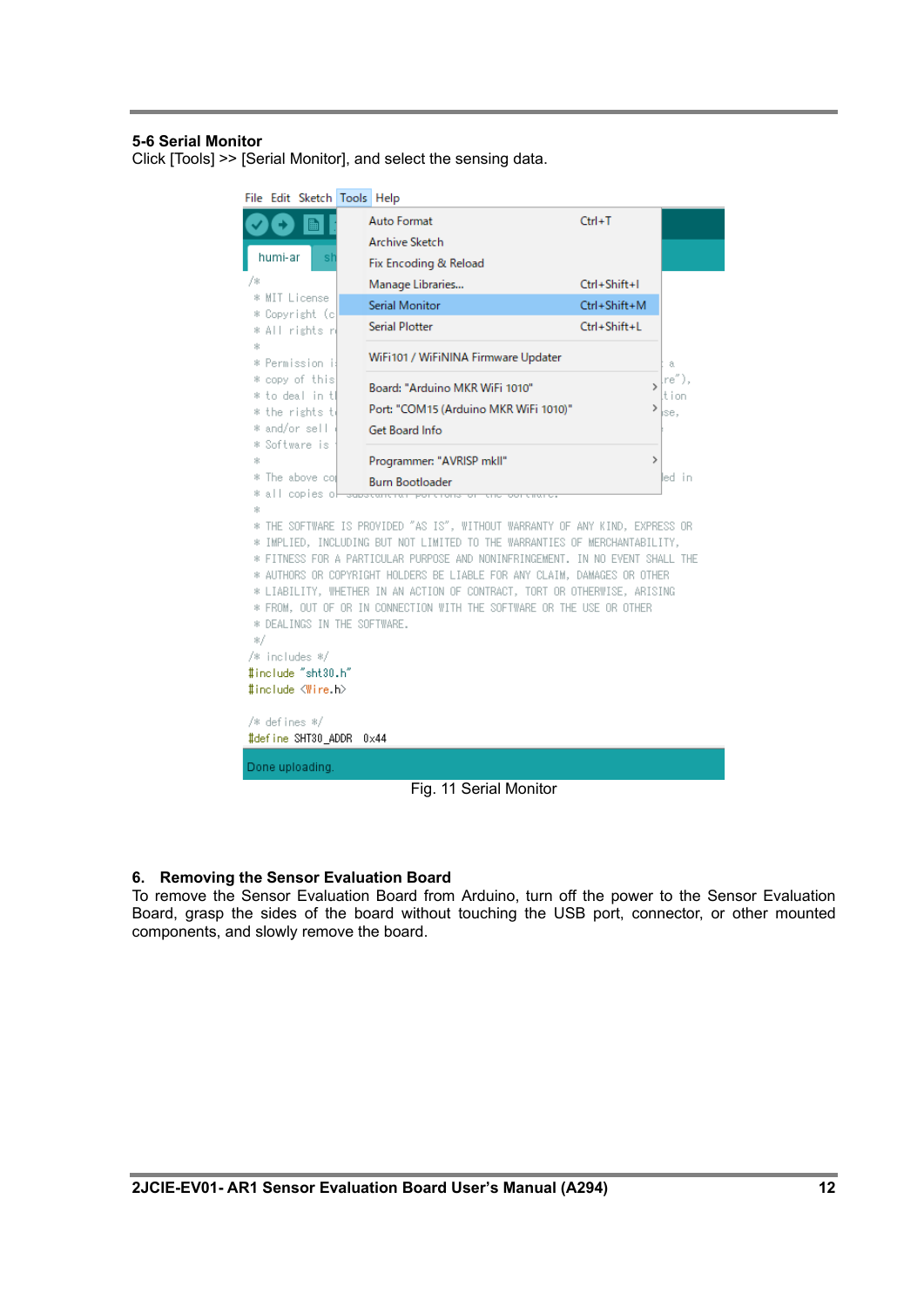### 5-6 Serial Monitor

Click [Tools] >> [Serial Monitor], and select the sensing data.

Fig. 11 Serial Monitor

## 6. Removing the Sensor Evaluation Board

To remove the Sensor Evaluation Board from Arduino, turn off the power to the Sensor Evaluation Board, grasp the sides of the board without touching the USB port, connector, or other mounted components, and slowly remove the board.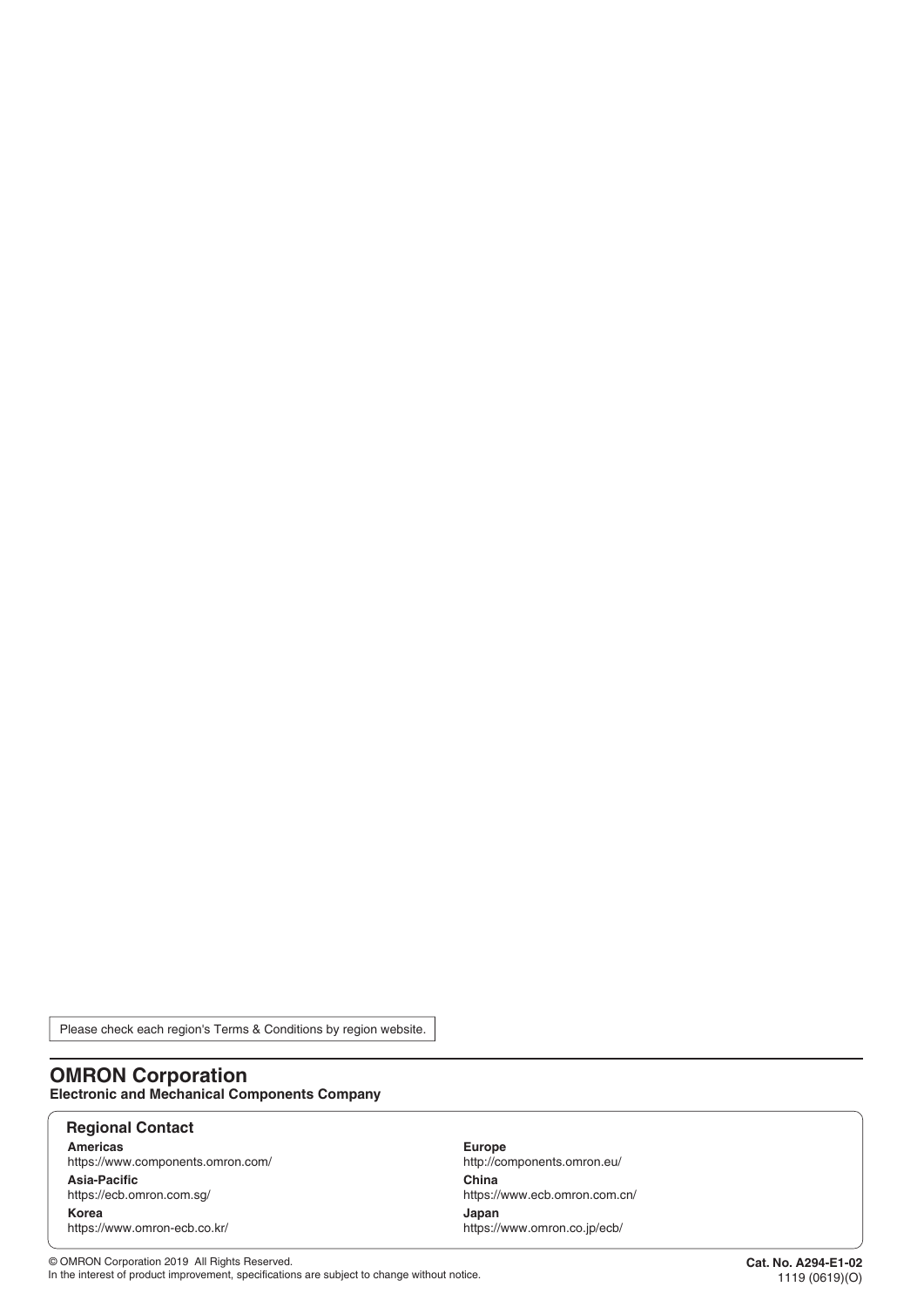Please check each region's Terms & Conditions by region website.

# OMRON Corporation

**Electronic and Mechanical Components Company**

## Regional Contact

**Americas**
https://www.components.omron.com/

**Asia-Pacific**
https://ecb.omron.com.sg/

**Korea**
https://www.omron-ecb.co.kr/

**Europe**
http://components.omron.eu/

**China**
https://www.ecb.omron.com.cn/

**Japan**
https://www.omron.co.jp/ecb/

© OMRON Corporation 2019 All Rights Reserved.
In the interest of product improvement, specifications are subject to change without notice.

**Cat. No. A294-E1-02**
1119 (0619)(O)